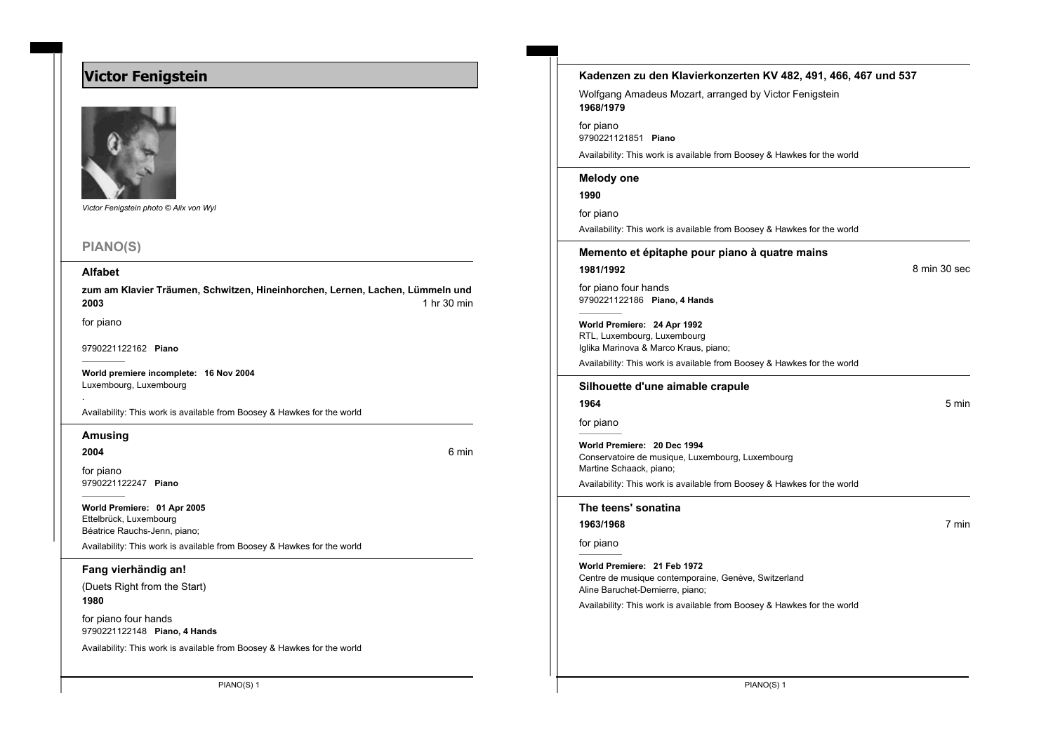# Victor Fenigstein

*Victor Fenigstein photo © Alix von Wyl*

## PIANO(S)

### Alfabet

**zum am Klavier Träumen, Schwitzen, Hineinhorchen, Lernen, Lachen, Lümmeln und**
**2003** 1 hr 30 min

for piano

9790221122162 **Piano**

**World premiere incomplete: 16 Nov 2004**
Luxembourg, Luxembourg

.

Availability: This work is available from Boosey & Hawkes for the world

### Amusing

**2004** 6 min

for piano
9790221122247 **Piano**

**World Premiere: 01 Apr 2005**
Ettelbrück, Luxembourg
Béatrice Rauchs-Jenn, piano;

Availability: This work is available from Boosey & Hawkes for the world

### Fang vierhändig an!

(Duets Right from the Start)
**1980**

for piano four hands
9790221122148 **Piano, 4 Hands**

Availability: This work is available from Boosey & Hawkes for the world

### Kadenzen zu den Klavierkonzerten KV 482, 491, 466, 467 und 537

Wolfgang Amadeus Mozart, arranged by Victor Fenigstein
**1968/1979**

for piano
9790221121851 **Piano**

Availability: This work is available from Boosey & Hawkes for the world

### Melody one

**1990**

for piano

Availability: This work is available from Boosey & Hawkes for the world

### Memento et épitaphe pour piano à quatre mains

**1981/1992** 8 min 30 sec

for piano four hands
9790221122186 **Piano, 4 Hands**

**World Premiere: 24 Apr 1992**
RTL, Luxembourg, Luxembourg
Iglika Marinova & Marco Kraus, piano;

Availability: This work is available from Boosey & Hawkes for the world

### Silhouette d'une aimable crapule

**1964** 5 min

for piano

**World Premiere: 20 Dec 1994**
Conservatoire de musique, Luxembourg, Luxembourg
Martine Schaack, piano;

Availability: This work is available from Boosey & Hawkes for the world

### The teens' sonatina

**1963/1968** 7 min

for piano

**World Premiere: 21 Feb 1972**
Centre de musique contemporaine, Genève, Switzerland
Aline Baruchet-Demierre, piano;

Availability: This work is available from Boosey & Hawkes for the world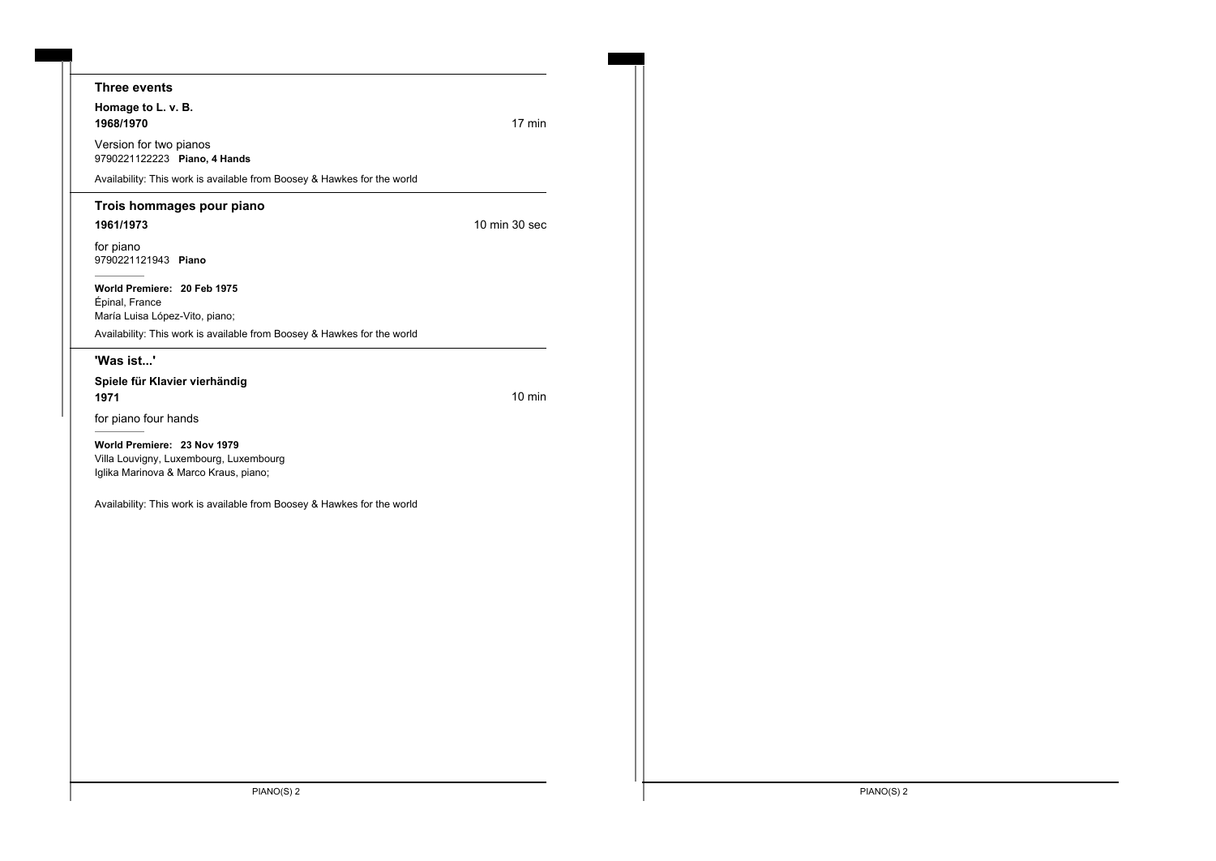## Three events

**Homage to L. v. B.**

**1968/1970** 17 min

Version for two pianos
9790221122223 **Piano, 4 Hands**

Availability: This work is available from Boosey & Hawkes for the world

## Trois hommages pour piano

**1961/1973** 10 min 30 sec

for piano
9790221121943 **Piano**

**World Premiere: 20 Feb 1975**
Épinal, France
María Luisa López-Vito, piano;

Availability: This work is available from Boosey & Hawkes for the world

## 'Was ist...'

**Spiele für Klavier vierhändig**

**1971** 10 min

for piano four hands

**World Premiere: 23 Nov 1979**
Villa Louvigny, Luxembourg, Luxembourg
Iglika Marinova & Marco Kraus, piano;

Availability: This work is available from Boosey & Hawkes for the world